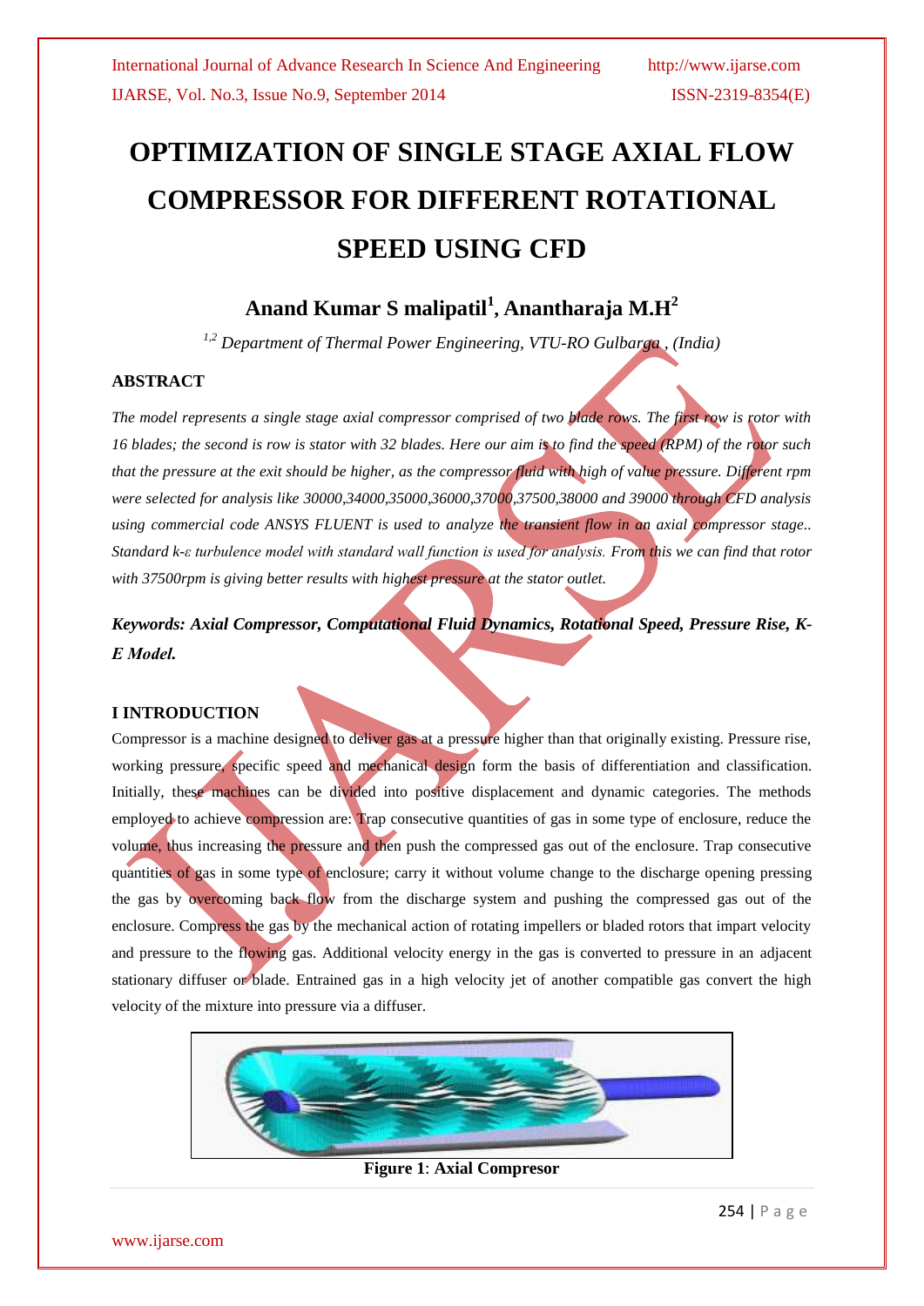# OPTIMIZATION OF SINGLE STAGE AXIAL FLOW COMPRESSOR FOR DIFFERENT ROTATIONAL SPEED USING CFD

## Anand Kumar S malipatil[1], Anantharaja M.H[2]

*[1,2] Department of Thermal Power Engineering, VTU-RO Gulbarga , (India)*

### ABSTRACT

*The model represents a single stage axial compressor comprised of two blade rows. The first row is rotor with 16 blades; the second is row is stator with 32 blades. Here our aim is to find the speed (RPM) of the rotor such that the pressure at the exit should be higher, as the compressor fluid with high of value pressure. Different rpm were selected for analysis like 30000,34000,35000,36000,37000,37500,38000 and 39000 through CFD analysis using commercial code ANSYS FLUENT is used to analyze the transient flow in an axial compressor stage.. Standard k-ε turbulence model with standard wall function is used for analysis. From this we can find that rotor with 37500rpm is giving better results with highest pressure at the stator outlet.*

***Keywords: Axial Compressor, Computational Fluid Dynamics, Rotational Speed, Pressure Rise, K-E Model.***

### I INTRODUCTION

Compressor is a machine designed to deliver gas at a pressure higher than that originally existing. Pressure rise, working pressure, specific speed and mechanical design form the basis of differentiation and classification. Initially, these machines can be divided into positive displacement and dynamic categories. The methods employed to achieve compression are: Trap consecutive quantities of gas in some type of enclosure, reduce the volume, thus increasing the pressure and then push the compressed gas out of the enclosure. Trap consecutive quantities of gas in some type of enclosure; carry it without volume change to the discharge opening pressing the gas by overcoming back flow from the discharge system and pushing the compressed gas out of the enclosure. Compress the gas by the mechanical action of rotating impellers or bladed rotors that impart velocity and pressure to the flowing gas. Additional velocity energy in the gas is converted to pressure in an adjacent stationary diffuser or blade. Entrained gas in a high velocity jet of another compatible gas convert the high velocity of the mixture into pressure via a diffuser.

**Figure 1**: **Axial Compresor**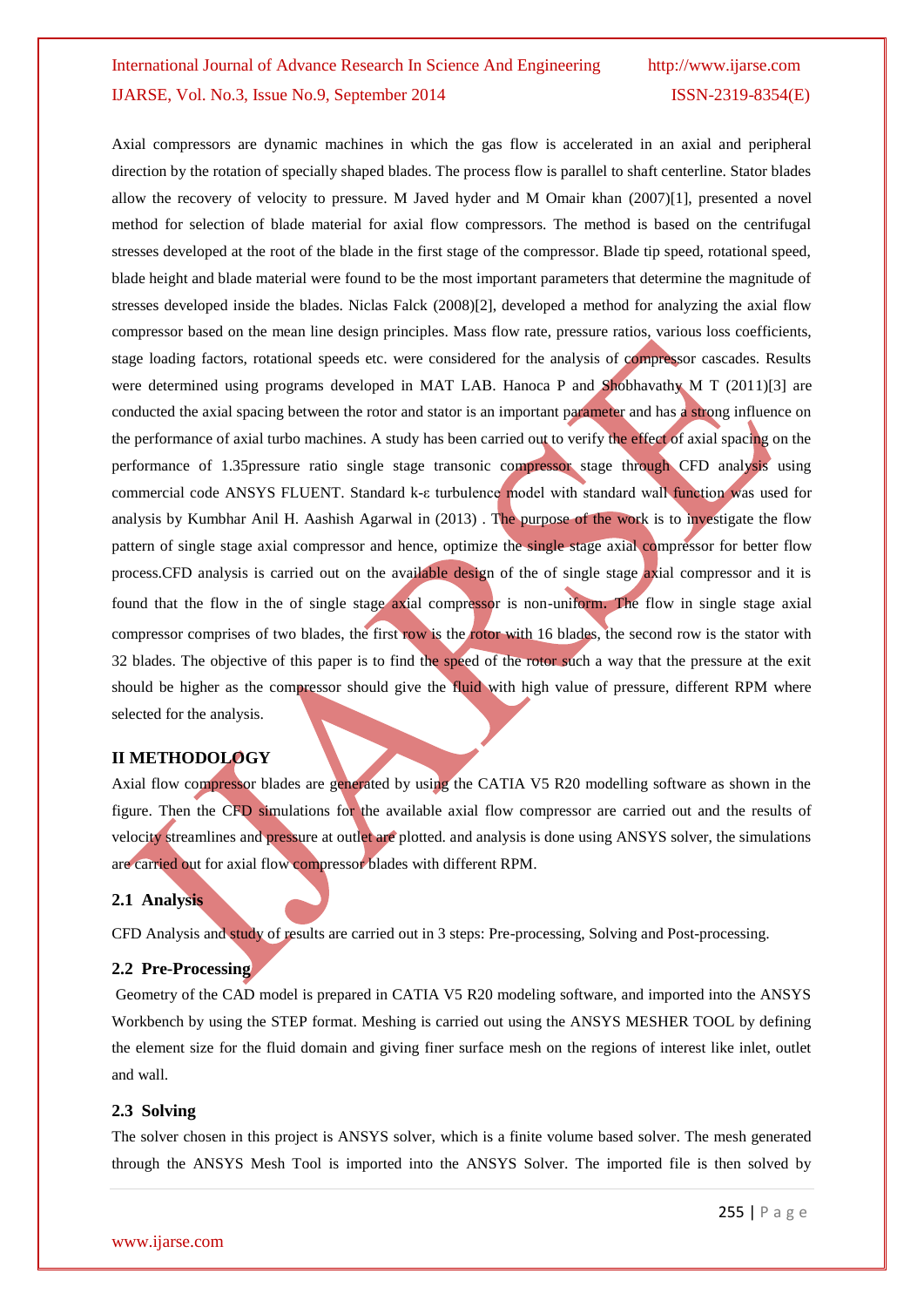Axial compressors are dynamic machines in which the gas flow is accelerated in an axial and peripheral direction by the rotation of specially shaped blades. The process flow is parallel to shaft centerline. Stator blades allow the recovery of velocity to pressure. M Javed hyder and M Omair khan (2007)[1], presented a novel method for selection of blade material for axial flow compressors. The method is based on the centrifugal stresses developed at the root of the blade in the first stage of the compressor. Blade tip speed, rotational speed, blade height and blade material were found to be the most important parameters that determine the magnitude of stresses developed inside the blades. Niclas Falck (2008)[2], developed a method for analyzing the axial flow compressor based on the mean line design principles. Mass flow rate, pressure ratios, various loss coefficients, stage loading factors, rotational speeds etc. were considered for the analysis of compressor cascades. Results were determined using programs developed in MAT LAB. Hanoca P and Shobhavathy M T (2011)[3] are conducted the axial spacing between the rotor and stator is an important parameter and has a strong influence on the performance of axial turbo machines. A study has been carried out to verify the effect of axial spacing on the performance of 1.35pressure ratio single stage transonic compressor stage through CFD analysis using commercial code ANSYS FLUENT. Standard k-ε turbulence model with standard wall function was used for analysis by Kumbhar Anil H. Aashish Agarwal in (2013) . The purpose of the work is to investigate the flow pattern of single stage axial compressor and hence, optimize the single stage axial compressor for better flow process.CFD analysis is carried out on the available design of the of single stage axial compressor and it is found that the flow in the of single stage axial compressor is non-uniform. The flow in single stage axial compressor comprises of two blades, the first row is the rotor with 16 blades, the second row is the stator with 32 blades. The objective of this paper is to find the speed of the rotor such a way that the pressure at the exit should be higher as the compressor should give the fluid with high value of pressure, different RPM where selected for the analysis.

## II METHODOLOGY

Axial flow compressor blades are generated by using the CATIA V5 R20 modelling software as shown in the figure. Then the CFD simulations for the available axial flow compressor are carried out and the results of velocity streamlines and pressure at outlet are plotted. and analysis is done using ANSYS solver, the simulations are carried out for axial flow compressor blades with different RPM.

### 2.1 Analysis

CFD Analysis and study of results are carried out in 3 steps: Pre-processing, Solving and Post-processing.

### 2.2 Pre-Processing

Geometry of the CAD model is prepared in CATIA V5 R20 modeling software, and imported into the ANSYS Workbench by using the STEP format. Meshing is carried out using the ANSYS MESHER TOOL by defining the element size for the fluid domain and giving finer surface mesh on the regions of interest like inlet, outlet and wall.

### 2.3 Solving

The solver chosen in this project is ANSYS solver, which is a finite volume based solver. The mesh generated through the ANSYS Mesh Tool is imported into the ANSYS Solver. The imported file is then solved by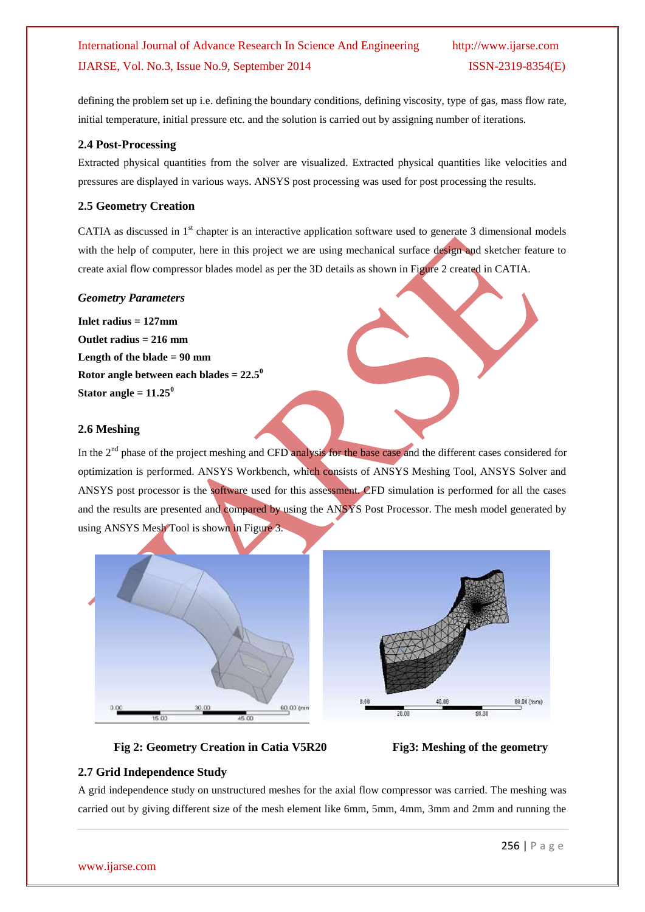defining the problem set up i.e. defining the boundary conditions, defining viscosity, type of gas, mass flow rate, initial temperature, initial pressure etc. and the solution is carried out by assigning number of iterations.

### 2.4 Post-Processing

Extracted physical quantities from the solver are visualized. Extracted physical quantities like velocities and pressures are displayed in various ways. ANSYS post processing was used for post processing the results.

### 2.5 Geometry Creation

CATIA as discussed in 1st chapter is an interactive application software used to generate 3 dimensional models with the help of computer, here in this project we are using mechanical surface design and sketcher feature to create axial flow compressor blades model as per the 3D details as shown in Figure 2 created in CATIA.

***Geometry Parameters***

**Inlet radius = 127mm**

**Outlet radius = 216 mm**

**Length of the blade = 90 mm**

**Rotor angle between each blades = $22.5^0$**

**Stator angle = $11.25^0$**

### 2.6 Meshing

In the 2nd phase of the project meshing and CFD analysis for the base case and the different cases considered for optimization is performed. ANSYS Workbench, which consists of ANSYS Meshing Tool, ANSYS Solver and ANSYS post processor is the software used for this assessment. CFD simulation is performed for all the cases and the results are presented and compared by using the ANSYS Post Processor. The mesh model generated by using ANSYS Mesh Tool is shown in Figure 3.

**Fig 2: Geometry Creation in Catia V5R20**

**Fig3: Meshing of the geometry**

### 2.7 Grid Independence Study

A grid independence study on unstructured meshes for the axial flow compressor was carried. The meshing was carried out by giving different size of the mesh element like 6mm, 5mm, 4mm, 3mm and 2mm and running the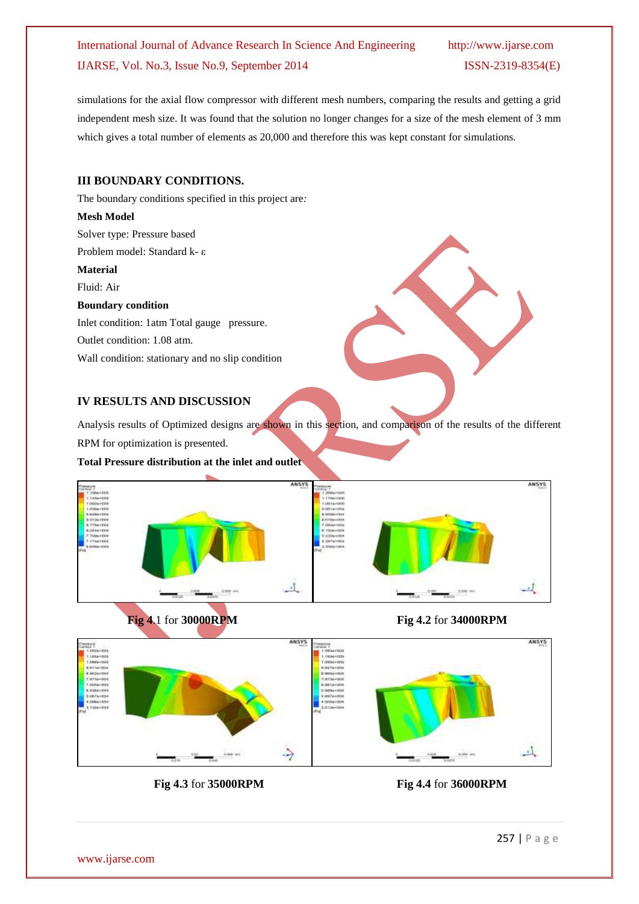simulations for the axial flow compressor with different mesh numbers, comparing the results and getting a grid independent mesh size. It was found that the solution no longer changes for a size of the mesh element of 3 mm which gives a total number of elements as 20,000 and therefore this was kept constant for simulations.

## III BOUNDARY CONDITIONS.

The boundary conditions specified in this project are:

**Mesh Model**

Solver type: Pressure based

Problem model: Standard k- ε

**Material**

Fluid: Air

**Boundary condition**

Inlet condition: 1atm Total gauge pressure.

Outlet condition: 1.08 atm.

Wall condition: stationary and no slip condition

## IV RESULTS AND DISCUSSION

Analysis results of Optimized designs are shown in this section, and comparison of the results of the different RPM for optimization is presented.

**Total Pressure distribution at the inlet and outlet**

**Fig 4.1** for **30000RPM**

**Fig 4.2** for **34000RPM**

**Fig 4.3** for **35000RPM**

**Fig 4.4** for **36000RPM**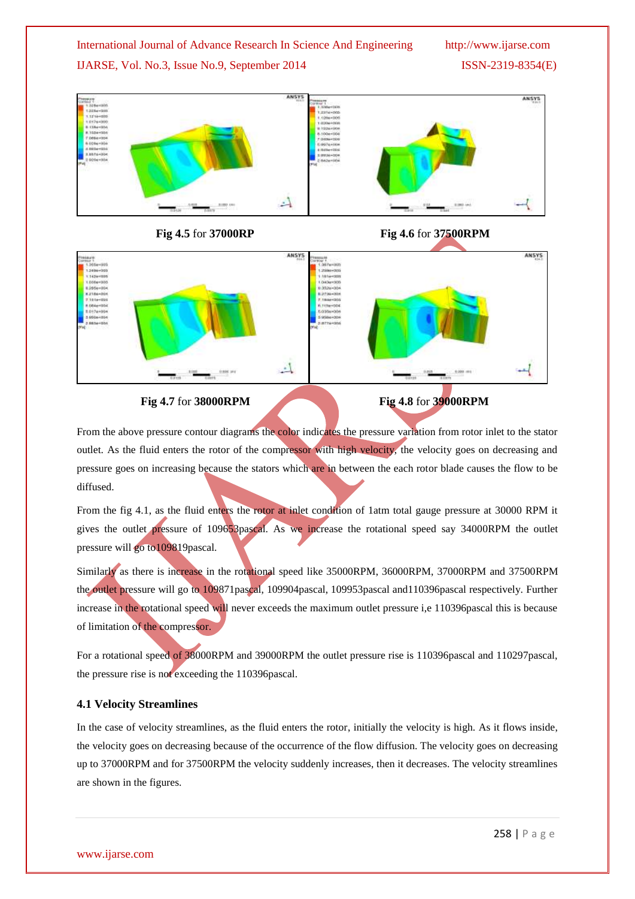Fig 4.5 for 37000RP

Fig 4.6 for 37500RPM

Fig 4.7 for 38000RPM

Fig 4.8 for 39000RPM

From the above pressure contour diagrams the color indicates the pressure variation from rotor inlet to the stator outlet. As the fluid enters the rotor of the compressor with high velocity, the velocity goes on decreasing and pressure goes on increasing because the stators which are in between the each rotor blade causes the flow to be diffused.

From the fig 4.1, as the fluid enters the rotor at inlet condition of 1atm total gauge pressure at 30000 RPM it gives the outlet pressure of 109653pascal. As we increase the rotational speed say 34000RPM the outlet pressure will go to109819pascal.

Similarly as there is increase in the rotational speed like 35000RPM, 36000RPM, 37000RPM and 37500RPM the outlet pressure will go to 109871pascal, 109904pascal, 109953pascal and110396pascal respectively. Further increase in the rotational speed will never exceeds the maximum outlet pressure i,e 110396pascal this is because of limitation of the compressor.

For a rotational speed of 38000RPM and 39000RPM the outlet pressure rise is 110396pascal and 110297pascal, the pressure rise is not exceeding the 110396pascal.

### 4.1 Velocity Streamlines

In the case of velocity streamlines, as the fluid enters the rotor, initially the velocity is high. As it flows inside, the velocity goes on decreasing because of the occurrence of the flow diffusion. The velocity goes on decreasing up to 37000RPM and for 37500RPM the velocity suddenly increases, then it decreases. The velocity streamlines are shown in the figures.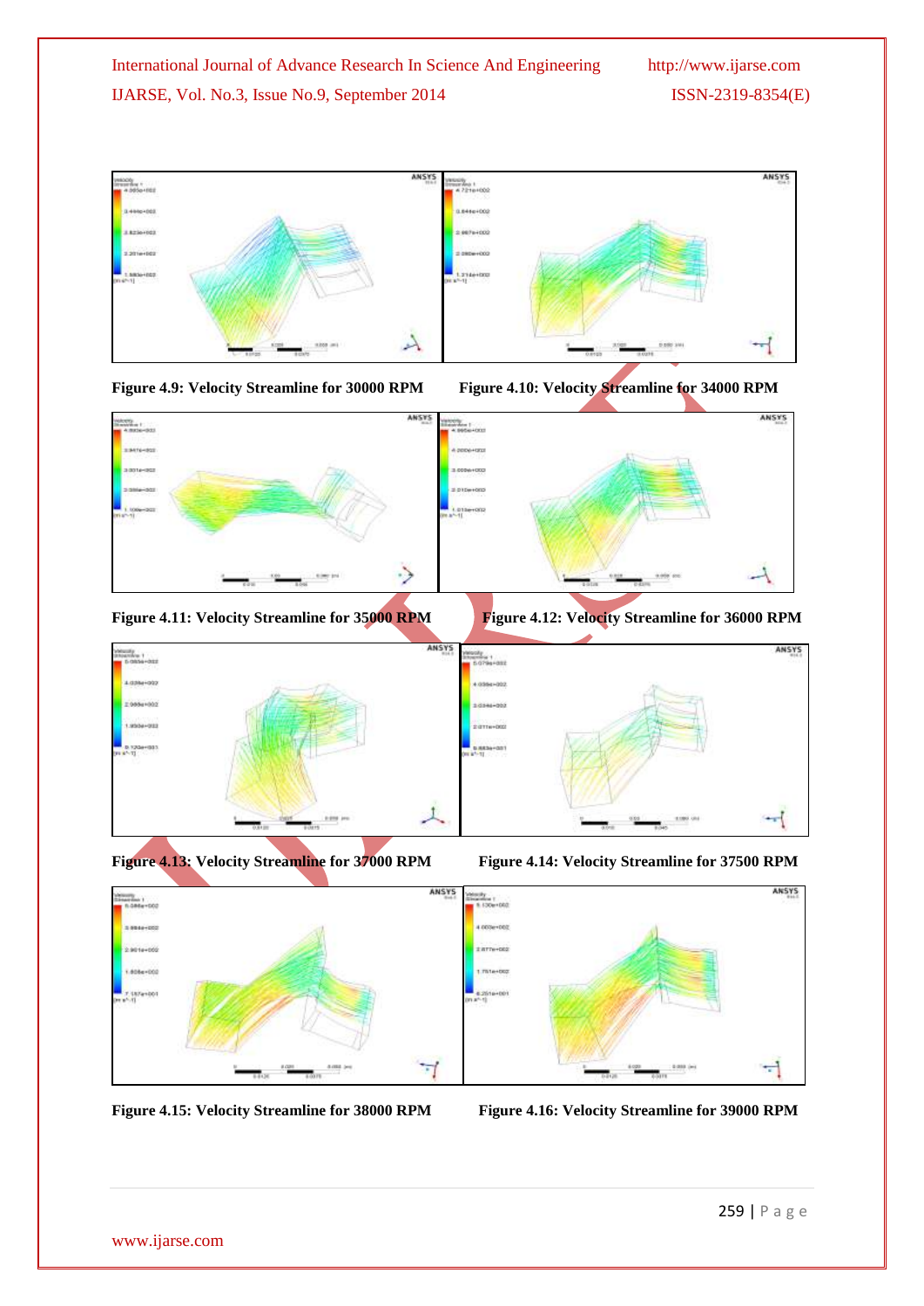Figure 4.9: Velocity Streamline for 30000 RPM

Figure 4.10: Velocity Streamline for 34000 RPM

Figure 4.11: Velocity Streamline for 35000 RPM

Figure 4.12: Velocity Streamline for 36000 RPM

Figure 4.13: Velocity Streamline for 37000 RPM

Figure 4.14: Velocity Streamline for 37500 RPM

Figure 4.15: Velocity Streamline for 38000 RPM

Figure 4.16: Velocity Streamline for 39000 RPM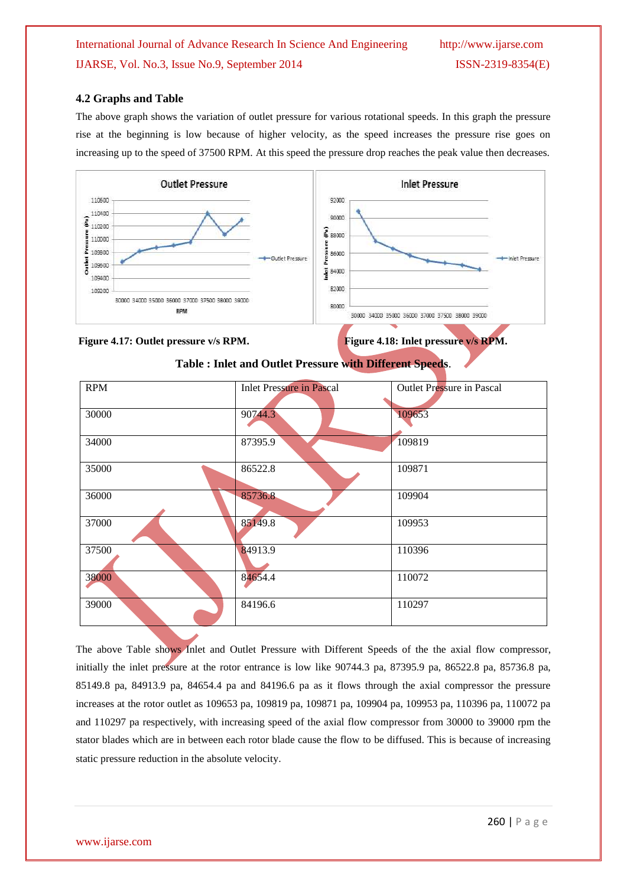### 4.2 Graphs and Table

The above graph shows the variation of outlet pressure for various rotational speeds. In this graph the pressure rise at the beginning is low because of higher velocity, as the speed increases the pressure rise goes on increasing up to the speed of 37500 RPM. At this speed the pressure drop reaches the peak value then decreases.

**Figure 4.17: Outlet pressure v/s RPM.**

**Figure 4.18: Inlet pressure v/s RPM.**

**Table : Inlet and Outlet Pressure with Different Speeds**.

| RPM | Inlet Pressure in Pascal | Outlet Pressure in Pascal |
|---|---|---|
| 30000 | 90744.3 | 109653 |
| 34000 | 87395.9 | 109819 |
| 35000 | 86522.8 | 109871 |
| 36000 | 85736.8 | 109904 |
| 37000 | 85149.8 | 109953 |
| 37500 | 84913.9 | 110396 |
| 38000 | 84654.4 | 110072 |
| 39000 | 84196.6 | 110297 |

The above Table shows Inlet and Outlet Pressure with Different Speeds of the the axial flow compressor, initially the inlet pressure at the rotor entrance is low like 90744.3 pa, 87395.9 pa, 86522.8 pa, 85736.8 pa, 85149.8 pa, 84913.9 pa, 84654.4 pa and 84196.6 pa as it flows through the axial compressor the pressure increases at the rotor outlet as 109653 pa, 109819 pa, 109871 pa, 109904 pa, 109953 pa, 110396 pa, 110072 pa and 110297 pa respectively, with increasing speed of the axial flow compressor from 30000 to 39000 rpm the stator blades which are in between each rotor blade cause the flow to be diffused. This is because of increasing static pressure reduction in the absolute velocity.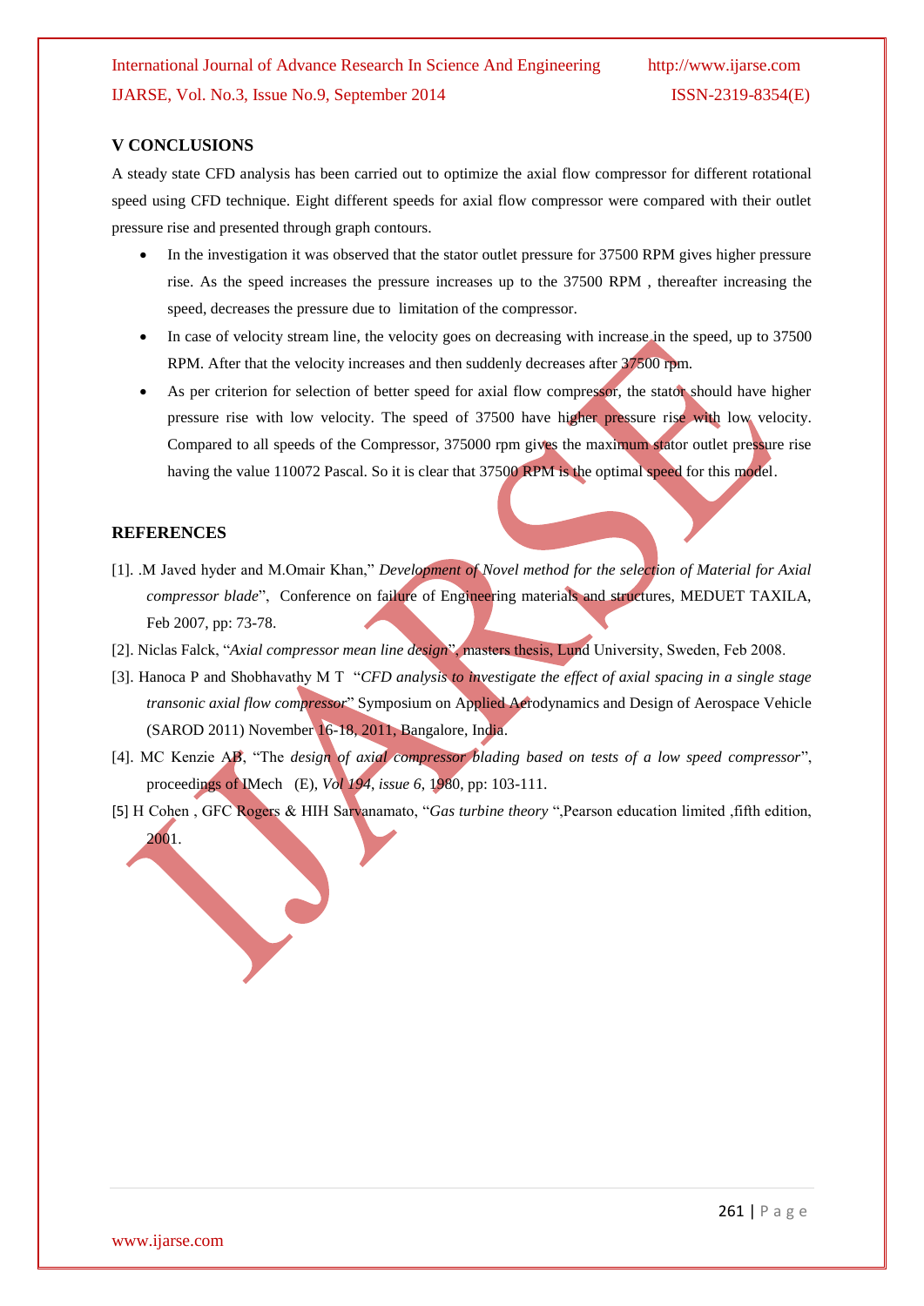## V CONCLUSIONS

A steady state CFD analysis has been carried out to optimize the axial flow compressor for different rotational speed using CFD technique. Eight different speeds for axial flow compressor were compared with their outlet pressure rise and presented through graph contours.

- In the investigation it was observed that the stator outlet pressure for 37500 RPM gives higher pressure rise. As the speed increases the pressure increases up to the 37500 RPM , thereafter increasing the speed, decreases the pressure due to limitation of the compressor.
- In case of velocity stream line, the velocity goes on decreasing with increase in the speed, up to 37500 RPM. After that the velocity increases and then suddenly decreases after 37500 rpm.
- As per criterion for selection of better speed for axial flow compressor, the stator should have higher pressure rise with low velocity. The speed of 37500 have higher pressure rise with low velocity. Compared to all speeds of the Compressor, 375000 rpm gives the maximum stator outlet pressure rise having the value 110072 Pascal. So it is clear that 37500 RPM is the optimal speed for this model.

## REFERENCES

[1]. .M Javed hyder and M.Omair Khan," *Development of Novel method for the selection of Material for Axial compressor blade*", Conference on failure of Engineering materials and structures, MEDUET TAXILA, Feb 2007, pp: 73-78.

[2]. Niclas Falck, "*Axial compressor mean line design*", masters thesis, Lund University, Sweden, Feb 2008.

[3]. Hanoca P and Shobhavathy M T "*CFD analysis to investigate the effect of axial spacing in a single stage transonic axial flow compressor*" Symposium on Applied Aerodynamics and Design of Aerospace Vehicle (SAROD 2011) November 16-18, 2011, Bangalore, India.

[4]. MC Kenzie AB, "The *design of axial compressor blading based on tests of a low speed compressor*", proceedings of IMech (E), *Vol 194, issue 6*, 1980, pp: 103-111.

[5] H Cohen , GFC Rogers & HIH Sarvanamato, "*Gas turbine theory* ",Pearson education limited ,fifth edition, 2001.